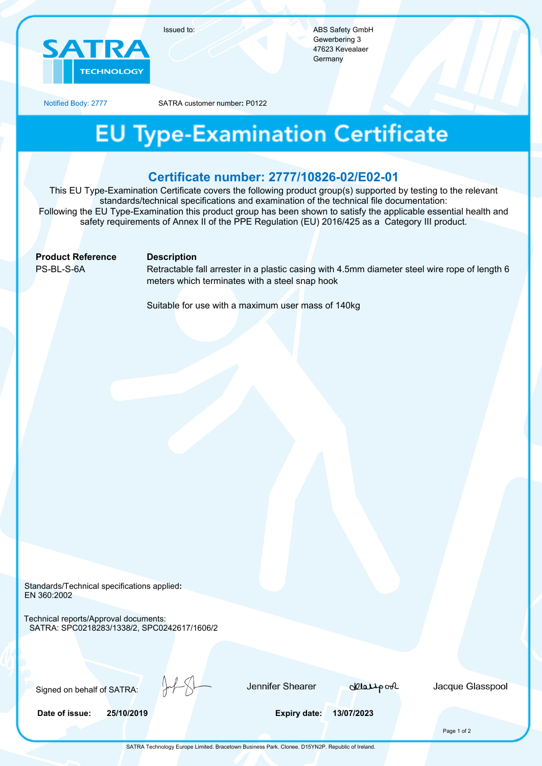SATRA TECHNOLOGY

Issued to:

ABS Safety GmbH
Gewerbering 3
47623 Kevealaer
Germany

Notified Body: 2777

SATRA customer number: P0122

# EU Type-Examination Certificate

## Certificate number: 2777/10826-02/E02-01

This EU Type-Examination Certificate covers the following product group(s) supported by testing to the relevant standards/technical specifications and examination of the technical file documentation:
Following the EU Type-Examination this product group has been shown to satisfy the applicable essential health and safety requirements of Annex II of the PPE Regulation (EU) 2016/425 as a Category III product.

| Product Reference | Description |
| --- | --- |
| PS-BL-S-6A | Retractable fall arrester in a plastic casing with 4.5mm diameter steel wire rope of length 6 meters which terminates with a steel snap hook<br><br>Suitable for use with a maximum user mass of 140kg |

Standards/Technical specifications applied:
EN 360:2002

Technical reports/Approval documents:
SATRA: SPC0218283/1338/2, SPC0242617/1606/2

Signed on behalf of SATRA: Jennifer Shearer, Jacque Glasspool

**Date of issue:** **25/10/2019**

**Expiry date:** **13/07/2023**

SATRA Technology Europe Limited. Bracetown Business Park. Clonee. D15YN2P. Republic of Ireland.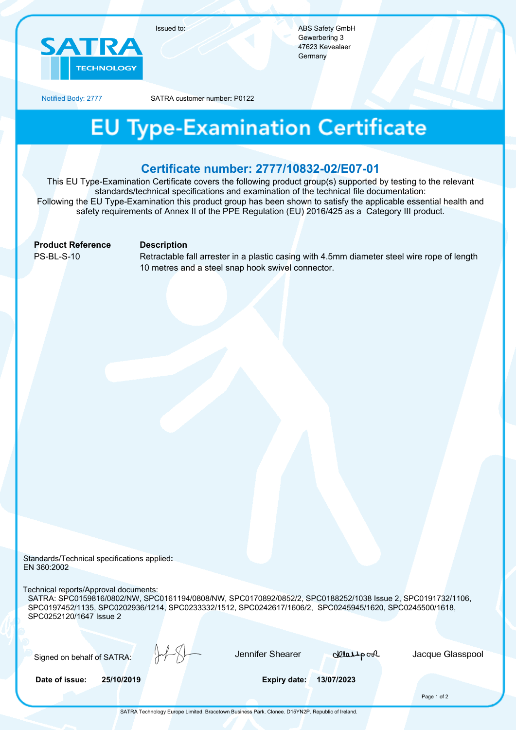Issued to:

ABS Safety GmbH
Gewerbering 3
47623 Kevealaer
Germany

SATRA TECHNOLOGY

Notified Body: 2777

SATRA customer number: P0122

# EU Type-Examination Certificate

## Certificate number: 2777/10832-02/E07-01

This EU Type-Examination Certificate covers the following product group(s) supported by testing to the relevant standards/technical specifications and examination of the technical file documentation:
Following the EU Type-Examination this product group has been shown to satisfy the applicable essential health and safety requirements of Annex II of the PPE Regulation (EU) 2016/425 as a Category III product.

| **Product Reference** | **Description** |
| --- | --- |
| PS-BL-S-10 | Retractable fall arrester in a plastic casing with 4.5mm diameter steel wire rope of length 10 metres and a steel snap hook swivel connector. |

Standards/Technical specifications applied**:**
EN 360:2002

Technical reports/Approval documents:
SATRA: SPC0159816/0802/NW, SPC0161194/0808/NW, SPC0170892/0852/2, SPC0188252/1038 Issue 2, SPC0191732/1106, SPC0197452/1135, SPC0202936/1214, SPC0233332/1512, SPC0242617/1606/2, SPC0245945/1620, SPC0245500/1618, SPC0252120/1647 Issue 2

Signed on behalf of SATRA: Jennifer Shearer Jacque Glasspool

**Date of issue:** **25/10/2019** **Expiry date:** **13/07/2023**

SATRA Technology Europe Limited. Bracetown Business Park. Clonee. D15YN2P. Republic of Ireland.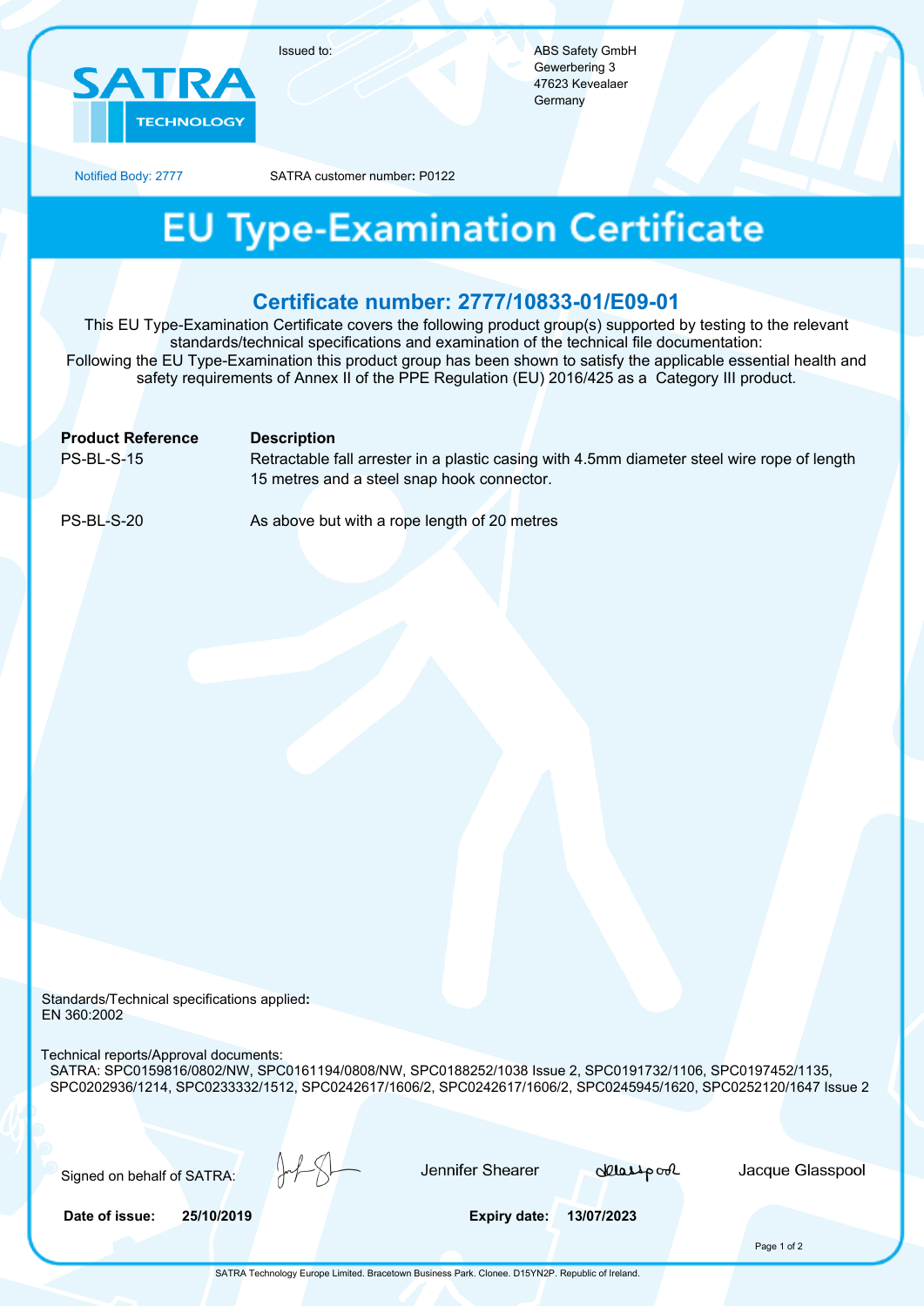SATRA TECHNOLOGY

Issued to:

ABS Safety GmbH
Gewerbering 3
47623 Kevealaer
Germany

Notified Body: 2777

SATRA customer number: P0122

# EU Type-Examination Certificate

## Certificate number: 2777/10833-01/E09-01

This EU Type-Examination Certificate covers the following product group(s) supported by testing to the relevant standards/technical specifications and examination of the technical file documentation:
Following the EU Type-Examination this product group has been shown to satisfy the applicable essential health and safety requirements of Annex II of the PPE Regulation (EU) 2016/425 as a Category III product.

| Product Reference | Description |
| --- | --- |
| PS-BL-S-15 | Retractable fall arrester in a plastic casing with 4.5mm diameter steel wire rope of length 15 metres and a steel snap hook connector. |
| PS-BL-S-20 | As above but with a rope length of 20 metres |

Standards/Technical specifications applied:
EN 360:2002

Technical reports/Approval documents:
SATRA: SPC0159816/0802/NW, SPC0161194/0808/NW, SPC0188252/1038 Issue 2, SPC0191732/1106, SPC0197452/1135, SPC0202936/1214, SPC0233332/1512, SPC0242617/1606/2, SPC0242617/1606/2, SPC0245945/1620, SPC0252120/1647 Issue 2

Signed on behalf of SATRA: Jennifer Shearer    Jacque Glasspool

**Date of issue:** 25/10/2019    **Expiry date:** 13/07/2023

SATRA Technology Europe Limited. Bracetown Business Park. Clonee. D15YN2P. Republic of Ireland.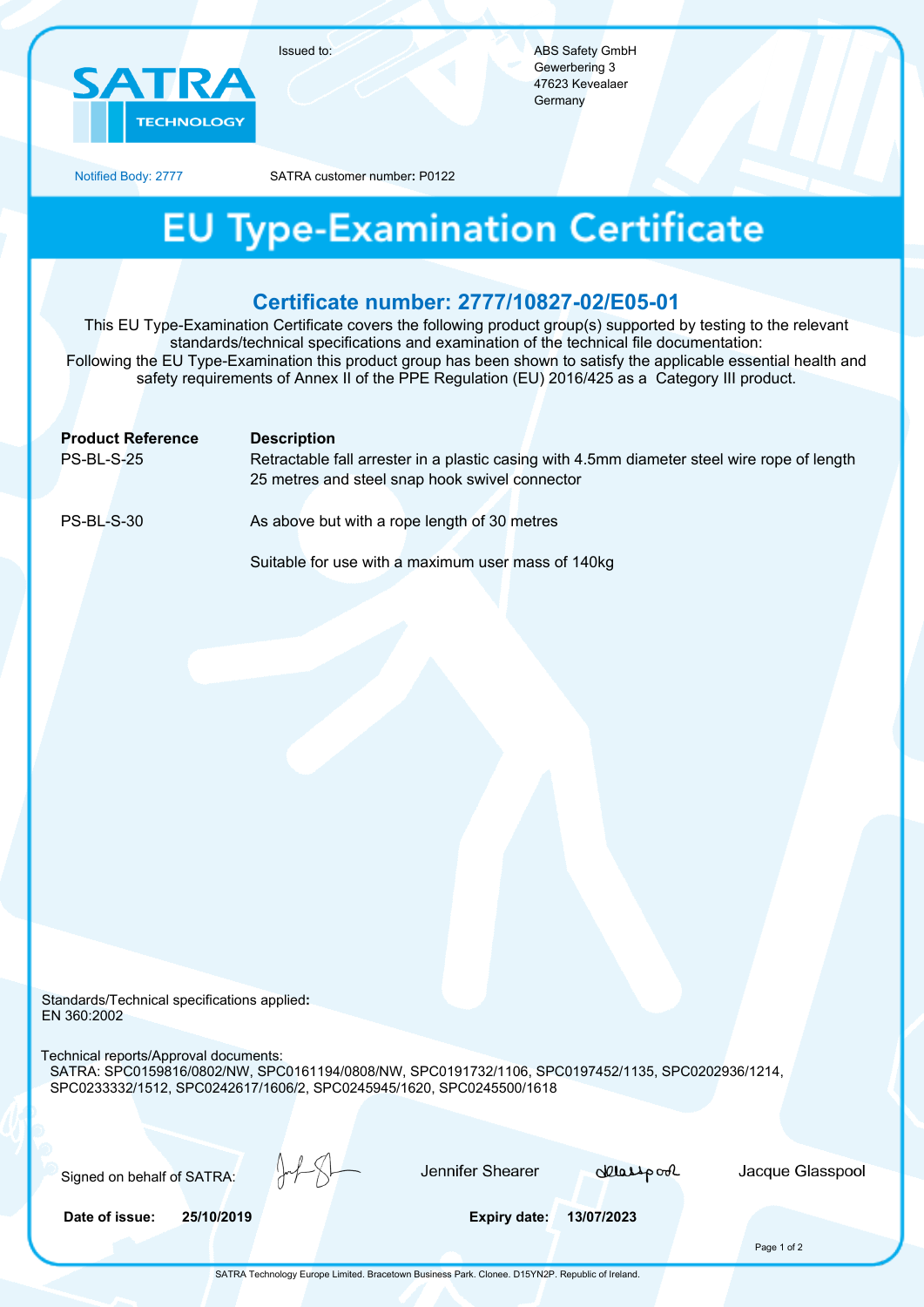Issued to:

ABS Safety GmbH
Gewerbering 3
47623 Kevealaer
Germany

SATRA TECHNOLOGY

Notified Body: 2777

SATRA customer number: P0122

# EU Type-Examination Certificate

## Certificate number: 2777/10827-02/E05-01

This EU Type-Examination Certificate covers the following product group(s) supported by testing to the relevant standards/technical specifications and examination of the technical file documentation:
Following the EU Type-Examination this product group has been shown to satisfy the applicable essential health and safety requirements of Annex II of the PPE Regulation (EU) 2016/425 as a Category III product.

| **Product Reference** | **Description** |
| --- | --- |
| PS-BL-S-25 | Retractable fall arrester in a plastic casing with 4.5mm diameter steel wire rope of length 25 metres and steel snap hook swivel connector |
| PS-BL-S-30 | As above but with a rope length of 30 metres |
| | Suitable for use with a maximum user mass of 140kg |

Standards/Technical specifications applied**:**
EN 360:2002

Technical reports/Approval documents:
SATRA: SPC0159816/0802/NW, SPC0161194/0808/NW, SPC0191732/1106, SPC0197452/1135, SPC0202936/1214, SPC0233332/1512, SPC0242617/1606/2, SPC0245945/1620, SPC0245500/1618

Signed on behalf of SATRA: Jennifer Shearer Jacque Glasspool

**Date of issue:** **25/10/2019** **Expiry date:** **13/07/2023**

SATRA Technology Europe Limited. Bracetown Business Park. Clonee. D15YN2P. Republic of Ireland.